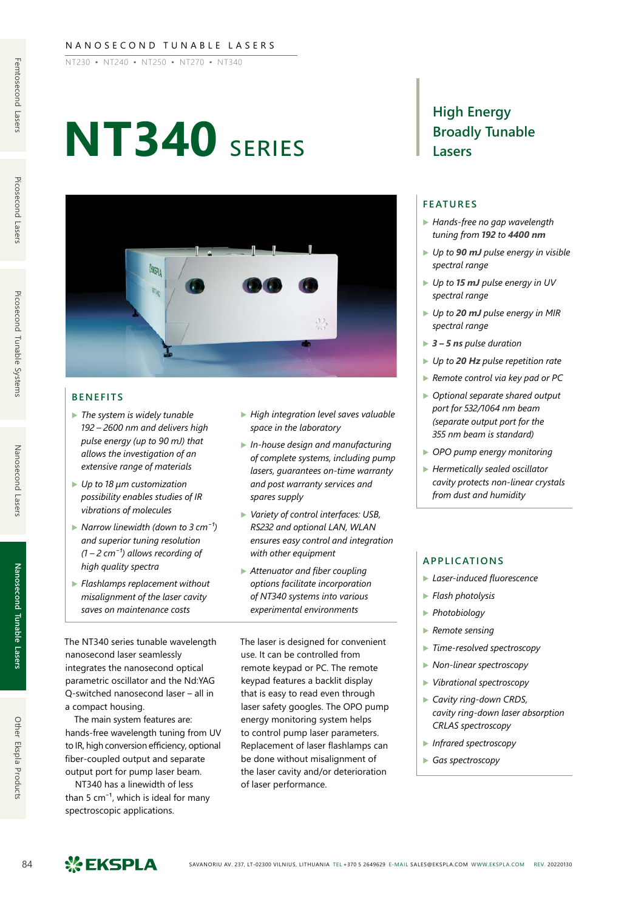NANOSECOND TUNABLE LASERS

NT230 ▪ NT240 ▪ NT250 ▪ NT270 ▪ NT340

# NT340 SERIES

## High Energy Broadly Tunable Lasers

## FEATURES

- *Hands-free no gap wavelength tuning from **192** to **4400 nm***
- *Up to **90 mJ** pulse energy in visible spectral range*
- *Up to **15 mJ** pulse energy in UV spectral range*
- *Up to **20 mJ** pulse energy in MIR spectral range*
- ***3 – 5 ns** pulse duration*
- *Up to **20 Hz** pulse repetition rate*
- *Remote control via key pad or PC*
- *Optional separate shared output port for 532/1064 nm beam (separate output port for the 355 nm beam is standard)*
- *OPO pump energy monitoring*
- *Hermetically sealed oscillator cavity protects non-linear crystals from dust and humidity*

## BENEFITS

- *The system is widely tunable 192 – 2600 nm and delivers high pulse energy (up to 90 mJ) that allows the investigation of an extensive range of materials*
- *Up to 18 µm customization possibility enables studies of IR vibrations of molecules*
- *Narrow linewidth (down to 3 cm$^{-1}$) and superior tuning resolution (1 – 2 cm$^{-1}$) allows recording of high quality spectra*
- *Flashlamps replacement without misalignment of the laser cavity saves on maintenance costs*
- *High integration level saves valuable space in the laboratory*
- *In-house design and manufacturing of complete systems, including pump lasers, guarantees on-time warranty and post warranty services and spares supply*
- *Variety of control interfaces: USB, RS232 and optional LAN, WLAN ensures easy control and integration with other equipment*
- *Attenuator and fiber coupling options facilitate incorporation of NT340 systems into various experimental environments*

The NT340 series tunable wavelength nanosecond laser seamlessly integrates the nanosecond optical parametric oscillator and the Nd:YAG Q-switched nanosecond laser – all in a compact housing.

The main system features are: hands-free wavelength tuning from UV to IR, high conversion efficiency, optional fiber-coupled output and separate output port for pump laser beam.

NT340 has a linewidth of less than 5 cm$^{-1}$, which is ideal for many spectroscopic applications.

The laser is designed for convenient use. It can be controlled from remote keypad or PC. The remote keypad features a backlit display that is easy to read even through laser safety goggles. The OPO pump energy monitoring system helps to control pump laser parameters. Replacement of laser flashlamps can be done without misalignment of the laser cavity and/or deterioration of laser performance.

## APPLICATIONS

- *Laser-induced fluorescence*
- *Flash photolysis*
- *Photobiology*
- *Remote sensing*
- *Time-resolved spectroscopy*
- *Non-linear spectroscopy*
- *Vibrational spectroscopy*
- *Cavity ring-down CRDS, cavity ring-down laser absorption CRLAS spectroscopy*
- *Infrared spectroscopy*
- *Gas spectroscopy*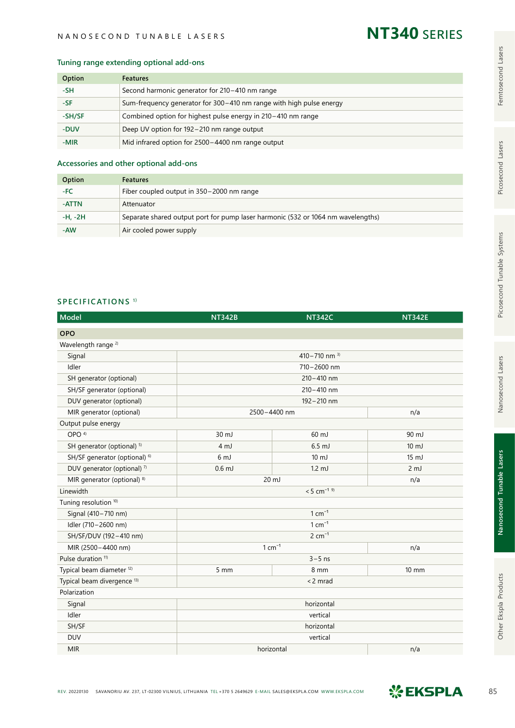## Tuning range extending optional add-ons

| Option | Features |
|---|---|
| -SH | Second harmonic generator for 210 – 410 nm range |
| -SF | Sum-frequency generator for 300 – 410 nm range with high pulse energy |
| -SH/SF | Combined option for highest pulse energy in 210 – 410 nm range |
| -DUV | Deep UV option for 192 – 210 nm range output |
| -MIR | Mid infrared option for 2500 – 4400 nm range output |

## Accessories and other optional add-ons

| Option | Features |
|---|---|
| -FC | Fiber coupled output in 350 – 2000 nm range |
| -ATTN | Attenuator |
| -H, -2H | Separate shared output port for pump laser harmonic (532 or 1064 nm wavelengths) |
| -AW | Air cooled power supply |

## SPECIFICATIONS [1]

| Model | NT342B | NT342C | NT342E |
|---|---|---|---|
| **OPO** | | | |
| Wavelength range [2] | | | |
| Signal | 410 – 710 nm [3] | | |
| Idler | 710 – 2600 nm | | |
| SH generator (optional) | 210 – 410 nm | | |
| SH/SF generator (optional) | 210 – 410 nm | | |
| DUV generator (optional) | 192 – 210 nm | | |
| MIR generator (optional) | 2500 – 4400 nm | | n/a |
| Output pulse energy | | | |
| OPO [4] | 30 mJ | 60 mJ | 90 mJ |
| SH generator (optional) [5] | 4 mJ | 6.5 mJ | 10 mJ |
| SH/SF generator (optional) [6] | 6 mJ | 10 mJ | 15 mJ |
| DUV generator (optional) [7] | 0.6 mJ | 1.2 mJ | 2 mJ |
| MIR generator (optional) [8] | 20 mJ | | n/a |
| Linewidth | < 5 $cm^{-1}$ [9] | | |
| Tuning resolution [10] | | | |
| Signal (410 – 710 nm) | 1 $cm^{-1}$ | | |
| Idler (710 – 2600 nm) | 1 $cm^{-1}$ | | |
| SH/SF/DUV (192 – 410 nm) | 2 $cm^{-1}$ | | |
| MIR (2500 – 4400 nm) | 1 $cm^{-1}$ | | n/a |
| Pulse duration [11] | 3 – 5 ns | | |
| Typical beam diameter [12] | 5 mm | 8 mm | 10 mm |
| Typical beam divergence [13] | < 2 mrad | | |
| Polarization | | | |
| Signal | horizontal | | |
| Idler | vertical | | |
| SH/SF | horizontal | | |
| DUV | vertical | | |
| MIR | horizontal | | n/a |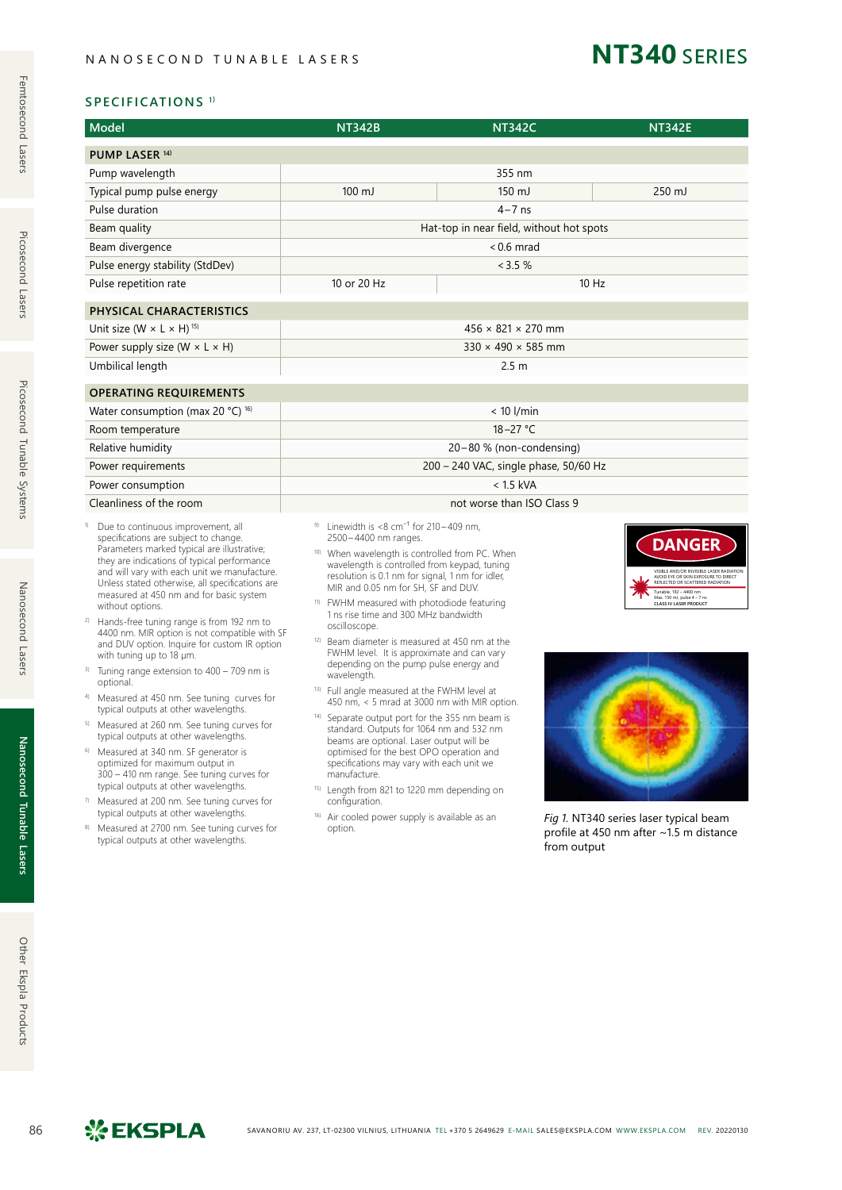# NT340 SERIES

## SPECIFICATIONS [1]

| Model | NT342B | NT342C | NT342E |
|---|---|---|---|
| **PUMP LASER** [14] | | | |
| Pump wavelength | 355 nm | | |
| Typical pump pulse energy | 100 mJ | 150 mJ | 250 mJ |
| Pulse duration | 4 – 7 ns | | |
| Beam quality | Hat-top in near field, without hot spots | | |
| Beam divergence | < 0.6 mrad | | |
| Pulse energy stability (StdDev) | < 3.5 % | | |
| Pulse repetition rate | 10 or 20 Hz | 10 Hz | |
| **PHYSICAL CHARACTERISTICS** | | | |
| Unit size (W × L × H) [15] | 456 × 821 × 270 mm | | |
| Power supply size (W × L × H) | 330 × 490 × 585 mm | | |
| Umbilical length | 2.5 m | | |
| **OPERATING REQUIREMENTS** | | | |
| Water consumption (max 20 °C) [16] | < 10 l/min | | |
| Room temperature | 18 – 27 °C | | |
| Relative humidity | 20 – 80 % (non-condensing) | | |
| Power requirements | 200 – 240 VAC, single phase, 50/60 Hz | | |
| Power consumption | < 1.5 kVA | | |
| Cleanliness of the room | not worse than ISO Class 9 | | |

1) Due to continuous improvement, all specifications are subject to change. Parameters marked typical are illustrative; they are indications of typical performance and will vary with each unit we manufacture. Unless stated otherwise, all specifications are measured at 450 nm and for basic system without options.

2) Hands-free tuning range is from 192 nm to 4400 nm. MIR option is not compatible with SF and DUV option. Inquire for custom IR option with tuning up to 18 μm.

3) Tuning range extension to 400 – 709 nm is optional.

4) Measured at 450 nm. See tuning curves for typical outputs at other wavelengths.

5) Measured at 260 nm. See tuning curves for typical outputs at other wavelengths.

6) Measured at 340 nm. SF generator is optimized for maximum output in 300 – 410 nm range. See tuning curves for typical outputs at other wavelengths.

7) Measured at 200 nm. See tuning curves for typical outputs at other wavelengths.

8) Measured at 2700 nm. See tuning curves for typical outputs at other wavelengths.

9) Linewidth is <8 cm$^{-1}$ for 210 – 409 nm, 2500 – 4400 nm ranges.

10) When wavelength is controlled from PC. When wavelength is controlled from keypad, tuning resolution is 0.1 nm for signal, 1 nm for idler, MIR and 0.05 nm for SH, SF and DUV.

11) FWHM measured with photodiode featuring 1 ns rise time and 300 MHz bandwidth oscilloscope.

12) Beam diameter is measured at 450 nm at the FWHM level. It is approximate and can vary depending on the pump pulse energy and wavelength.

13) Full angle measured at the FWHM level at 450 nm, < 5 mrad at 3000 nm with MIR option.

14) Separate output port for the 355 nm beam is standard. Outputs for 1064 nm and 532 nm beams are optional. Laser output will be optimised for the best OPO operation and specifications may vary with each unit we manufacture.

15) Length from 821 to 1220 mm depending on configuration.

16) Air cooled power supply is available as an option.

DANGER
VISIBLE AND/OR INVISIBLE LASER RADIATION
AVOID EYE OR SKIN EXPOSURE TO DIRECT REFLECTED OR SCATTERED RADIATION
Tunable, 192 – 4400 nm
Max. 150 mJ, pulse 4 – 7 ns
CLASS IV LASER PRODUCT

*Fig 1.* NT340 series laser typical beam profile at 450 nm after ~1.5 m distance from output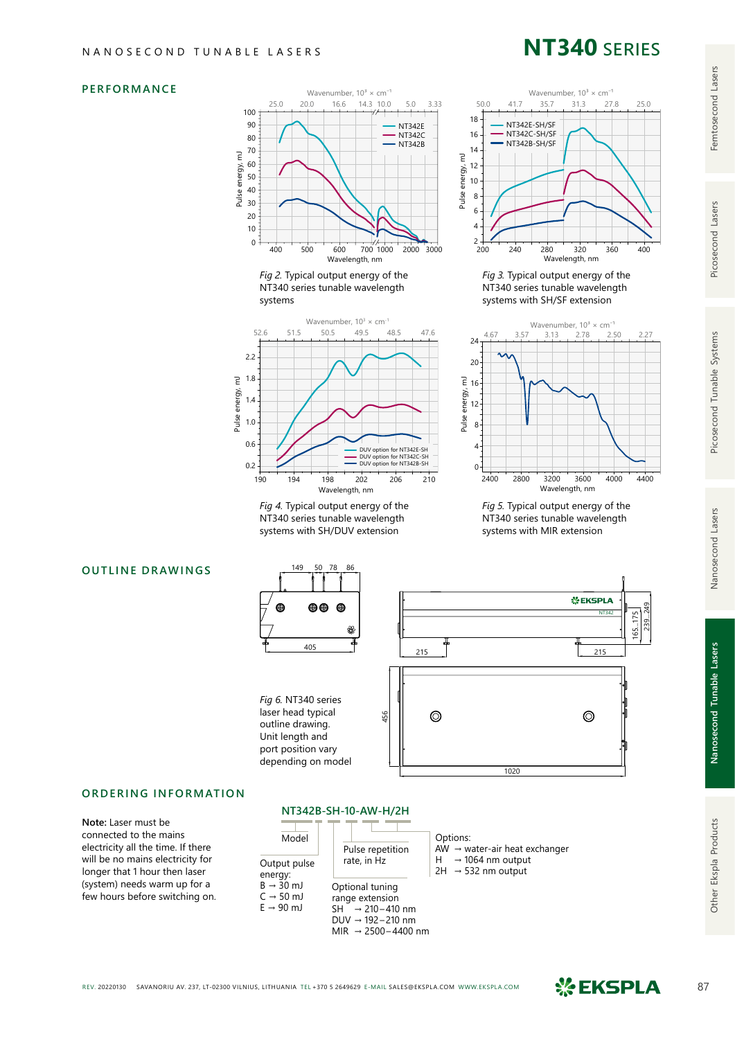# NT340 SERIES

## PERFORMANCE

Wavenumber, $10^3 \times cm^{-1}$
25.0 20.0 16.6 14.3 10.0 5.0 3.33
Pulse energy, mJ
100 90 80 70 60 50 40 30 20 10 0
NT342E
NT342C
NT342B
400 500 600 700 1000 2000 3000
Wavelength, nm

*Fig 2.* Typical output energy of the NT340 series tunable wavelength systems

Wavenumber, $10^3 \times cm^{-1}$
50.0 41.7 35.7 31.3 27.8 25.0
Pulse energy, mJ
18 16 14 12 10 8 6 4 2
NT342E-SH/SF
NT342C-SH/SF
NT342B-SH/SF
200 240 280 320 360 400
Wavelength, nm

*Fig 3.* Typical output energy of the NT340 series tunable wavelength systems with SH/SF extension

Wavenumber, $10^3 \times cm^{-1}$
52.6 51.5 50.5 49.5 48.5 47.6
Pulse energy, mJ
2.2 1.8 1.4 1.0 0.6 0.2
DUV option for NT342E-SH
DUV option for NT342C-SH
DUV option for NT342B-SH
190 194 198 202 206 210
Wavelength, nm

*Fig 4.* Typical output energy of the NT340 series tunable wavelength systems with SH/DUV extension

Wavenumber, $10^3 \times cm^{-1}$
4.67 3.57 3.13 2.78 2.50 2.27
Pulse energy, mJ
24 20 16 12 8 4 0
2400 2800 3200 3600 4000 4400
Wavelength, nm

*Fig 5.* Typical output energy of the NT340 series tunable wavelength systems with MIR extension

## OUTLINE DRAWINGS

149 50 78 86
405
215 215
165...175
239...249
456
1020

*Fig 6.* NT340 series laser head typical outline drawing. Unit length and port position vary depending on model

## ORDERING INFORMATION

**Note:** Laser must be connected to the mains electricity all the time. If there will be no mains electricity for longer that 1 hour then laser (system) needs warm up for a few hours before switching on.

**NT342B-SH-10-AW-H/2H**

Model

Output pulse energy:
- B → 30 mJ
- C → 50 mJ
- E → 90 mJ

Optional tuning range extension
- SH → 210–410 nm
- DUV → 192–210 nm
- MIR → 2500–4400 nm

Pulse repetition rate, in Hz

Options:
- AW → water-air heat exchanger
- H → 1064 nm output
- 2H → 532 nm output